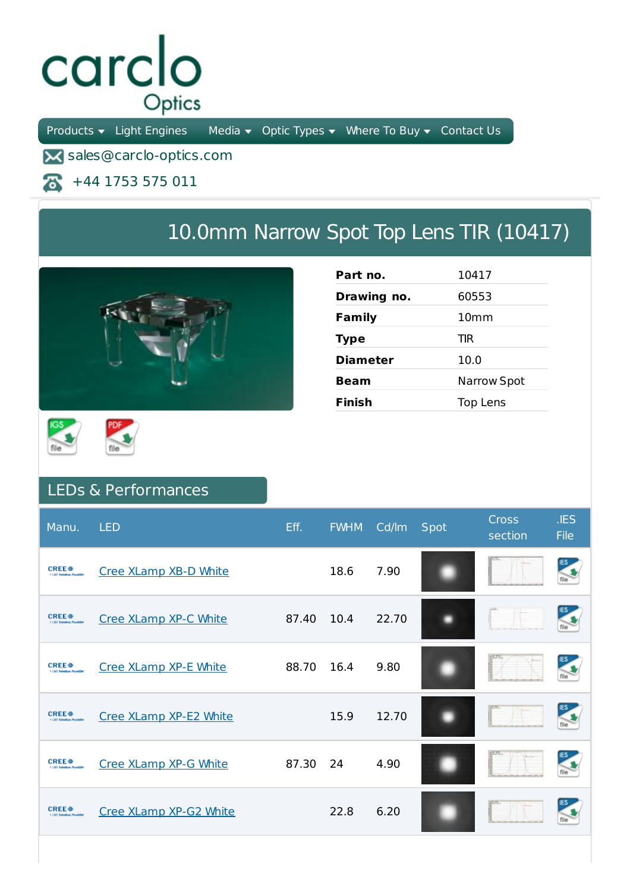carclo Optics

Products ▾ Light Engines Media ▾ Optic Types ▾ Where To Buy ▾ Contact Us

sales@carclo-optics.com

+44 1753 575 011

# 10.0mm Narrow Spot Top Lens TIR (10417)

| | |
|---|---|
| **Part no.** | 10417 |
| **Drawing no.** | 60553 |
| **Family** | 10mm |
| **Type** | TIR |
| **Diameter** | 10.0 |
| **Beam** | Narrow Spot |
| **Finish** | Top Lens |

IGS file PDF file

## LEDs & Performances

| Manu. | LED | Eff. | FWHM | Cd/lm | Spot | Cross section | .IES File |
|---|---|---|---|---|---|---|---|
| CREE | Cree XLamp XB-D White | | 18.6 | 7.90 | | | |
| CREE | Cree XLamp XP-C White | 87.40 | 10.4 | 22.70 | | | |
| CREE | Cree XLamp XP-E White | 88.70 | 16.4 | 9.80 | | | |
| CREE | Cree XLamp XP-E2 White | | 15.9 | 12.70 | | | |
| CREE | Cree XLamp XP-G White | 87.30 | 24 | 4.90 | | | |
| CREE | Cree XLamp XP-G2 White | | 22.8 | 6.20 | | | |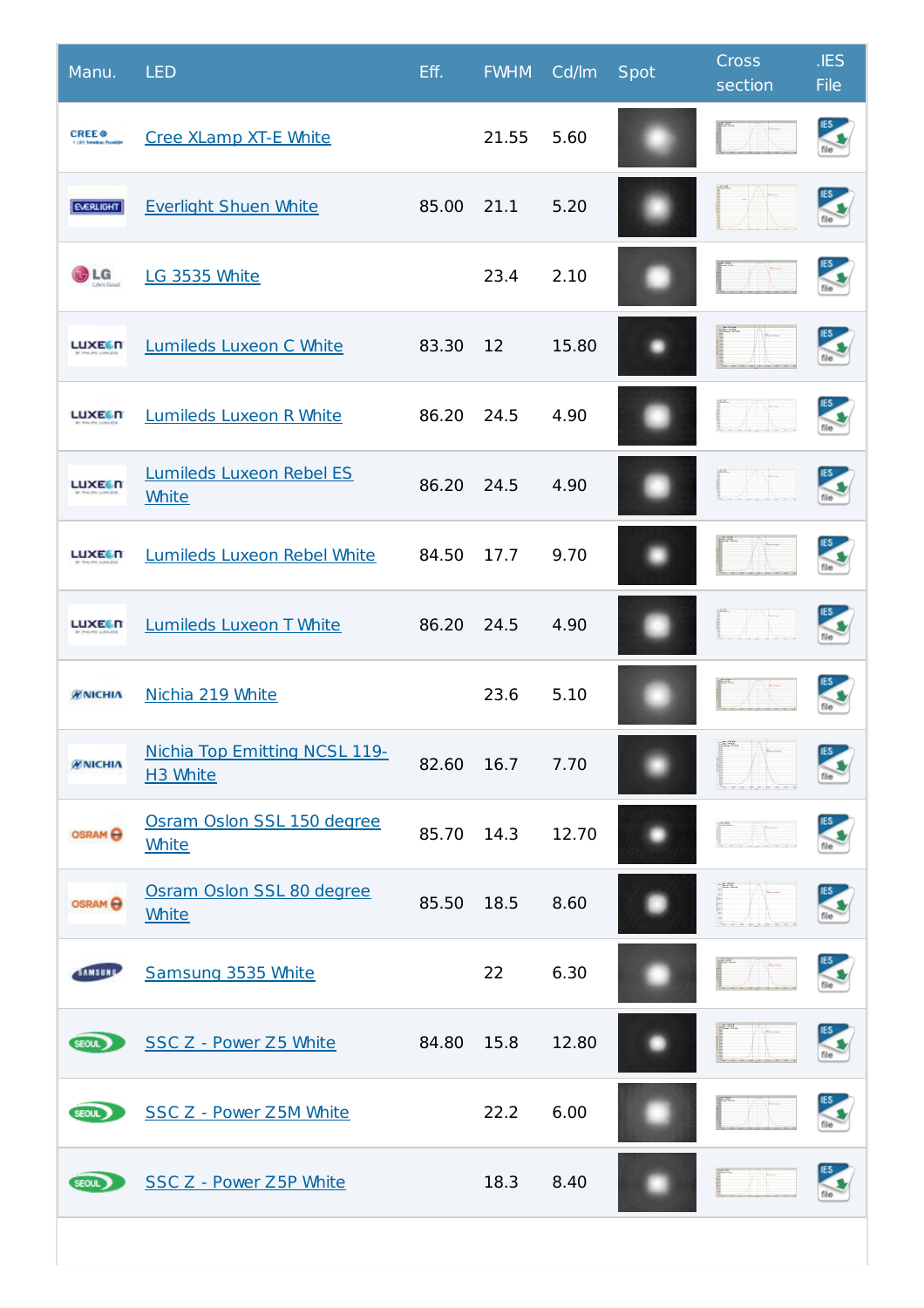| Manu. | LED | Eff. | FWHM | Cd/lm | Spot | Cross section | .IES File |
|---|---|---|---|---|---|---|---|
| | Cree XLamp XT-E White | | 21.55 | 5.60 | | | |
| | Everlight Shuen White | 85.00 | 21.1 | 5.20 | | | |
| | LG 3535 White | | 23.4 | 2.10 | | | |
| | Lumileds Luxeon C White | 83.30 | 12 | 15.80 | | | |
| | Lumileds Luxeon R White | 86.20 | 24.5 | 4.90 | | | |
| | Lumileds Luxeon Rebel ES White | 86.20 | 24.5 | 4.90 | | | |
| | Lumileds Luxeon Rebel White | 84.50 | 17.7 | 9.70 | | | |
| | Lumileds Luxeon T White | 86.20 | 24.5 | 4.90 | | | |
| | Nichia 219 White | | 23.6 | 5.10 | | | |
| | Nichia Top Emitting NCSL 119-H3 White | 82.60 | 16.7 | 7.70 | | | |
| | Osram Oslon SSL 150 degree White | 85.70 | 14.3 | 12.70 | | | |
| | Osram Oslon SSL 80 degree White | 85.50 | 18.5 | 8.60 | | | |
| | Samsung 3535 White | | 22 | 6.30 | | | |
| | SSC Z - Power Z5 White | 84.80 | 15.8 | 12.80 | | | |
| | SSC Z - Power Z5M White | | 22.2 | 6.00 | | | |
| | SSC Z - Power Z5P White | | 18.3 | 8.40 | | | |